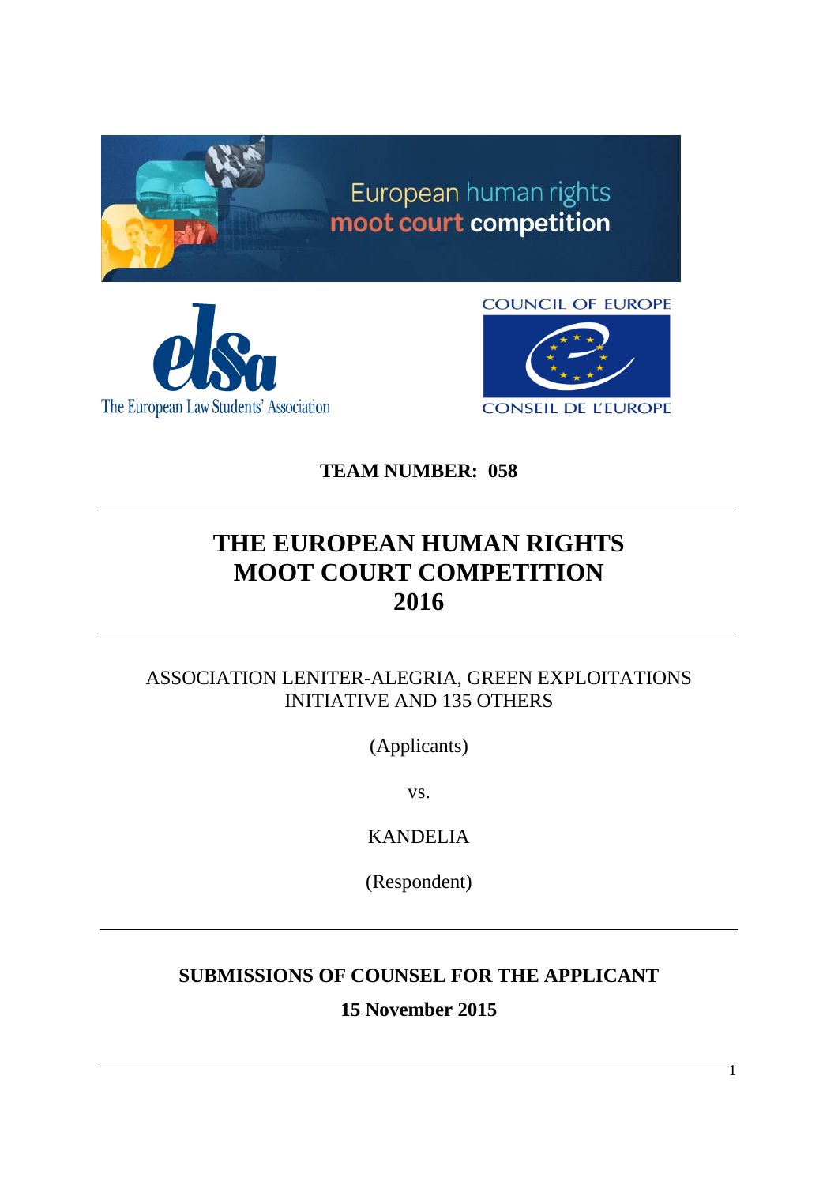**TEAM NUMBER: 058**

---

# THE EUROPEAN HUMAN RIGHTS MOOT COURT COMPETITION 2016

---

ASSOCIATION LENITER-ALEGRIA, GREEN EXPLOITATIONS INITIATIVE AND 135 OTHERS

(Applicants)

vs.

KANDELIA

(Respondent)

---

**SUBMISSIONS OF COUNSEL FOR THE APPLICANT**

**15 November 2015**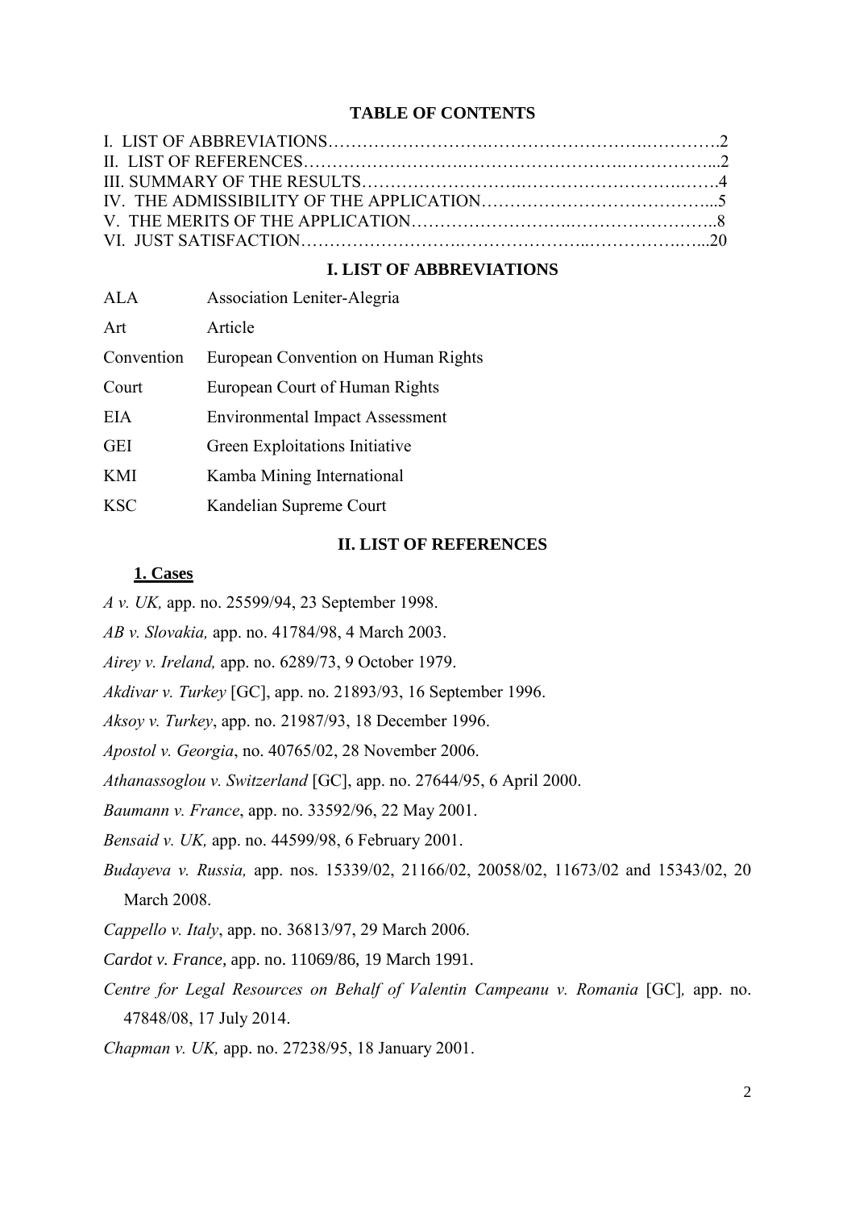**TABLE OF CONTENTS**

I. LIST OF ABBREVIATIONS……………………….…………………….………….2
II. LIST OF REFERENCES…………………….……………………….……………...2
III. SUMMARY OF THE RESULTS……………………….…………………….…….4
IV. THE ADMISSIBILITY OF THE APPLICATION…………………………………...5
V. THE MERITS OF THE APPLICATION……………………….…………………..8
VI. JUST SATISFACTION……………………….………………..…………….…...20

## I. LIST OF ABBREVIATIONS

| | |
|---|---|
| ALA | Association Leniter-Alegria |
| Art | Article |
| Convention | European Convention on Human Rights |
| Court | European Court of Human Rights |
| EIA | Environmental Impact Assessment |
| GEI | Green Exploitations Initiative |
| KMI | Kamba Mining International |
| KSC | Kandelian Supreme Court |

## II. LIST OF REFERENCES

### 1. Cases

*A v. UK,* app. no. 25599/94, 23 September 1998.

*AB v. Slovakia,* app. no. 41784/98, 4 March 2003.

*Airey v. Ireland,* app. no. 6289/73, 9 October 1979.

*Akdivar v. Turkey* [GC], app. no. 21893/93, 16 September 1996.

*Aksoy v. Turkey*, app. no. 21987/93, 18 December 1996.

*Apostol v. Georgia*, no. 40765/02, 28 November 2006.

*Athanassoglou v. Switzerland* [GC], app. no. 27644/95, 6 April 2000.

*Baumann v. France*, app. no. 33592/96, 22 May 2001.

*Bensaid v. UK,* app. no. 44599/98, 6 February 2001.

*Budayeva v. Russia,* app. nos. 15339/02, 21166/02, 20058/02, 11673/02 and 15343/02, 20 March 2008.

*Cappello v. Italy*, app. no. 36813/97, 29 March 2006.

*Cardot v. France*, app. no. 11069/86, 19 March 1991.

*Centre for Legal Resources on Behalf of Valentin Campeanu v. Romania* [GC]*,* app. no. 47848/08, 17 July 2014.

*Chapman v. UK,* app. no. 27238/95, 18 January 2001.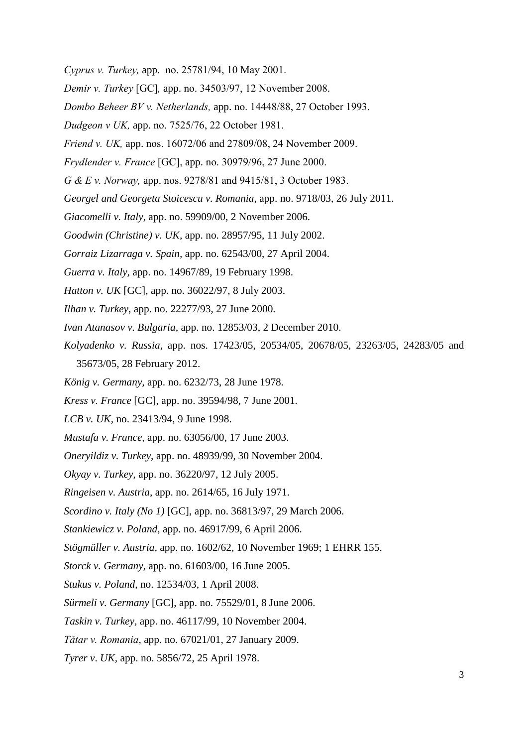*Cyprus v. Turkey,* app. no. 25781/94, 10 May 2001.

*Demir v. Turkey* [GC]*,* app. no. 34503/97, 12 November 2008.

*Dombo Beheer BV v. Netherlands,* app. no. 14448/88, 27 October 1993.

*Dudgeon v UK,* app. no. 7525/76, 22 October 1981.

*Friend v. UK,* app. nos. 16072/06 and 27809/08, 24 November 2009.

*Frydlender v. France* [GC], app. no. 30979/96, 27 June 2000.

*G & E v. Norway,* app. nos. 9278/81 and 9415/81, 3 October 1983.

*Georgel and Georgeta Stoicescu v. Romania,* app. no. 9718/03, 26 July 2011.

*Giacomelli v. Italy*, app. no. 59909/00, 2 November 2006.

*Goodwin (Christine) v. UK*, app. no. 28957/95, 11 July 2002.

*Gorraiz Lizarraga v. Spain,* app. no. 62543/00, 27 April 2004.

*Guerra v. Italy,* app. no. 14967/89, 19 February 1998.

*Hatton v. UK* [GC], app. no. 36022/97, 8 July 2003.

*Ilhan v. Turkey*, app. no. 22277/93, 27 June 2000.

*Ivan Atanasov v. Bulgaria,* app. no. 12853/03, 2 December 2010.

*Kolyadenko v. Russia,* app. nos. 17423/05, 20534/05, 20678/05, 23263/05, 24283/05 and 35673/05, 28 February 2012.

*König v. Germany,* app. no. 6232/73, 28 June 1978.

*Kress v. France* [GC], app. no. 39594/98, 7 June 2001.

*LCB v. UK*, no. 23413/94, 9 June 1998.

*Mustafa v. France,* app. no. 63056/00, 17 June 2003.

*Oneryildiz v. Turkey,* app. no. 48939/99, 30 November 2004.

*Okyay v. Turkey,* app. no. 36220/97, 12 July 2005.

*Ringeisen v. Austria,* app. no. 2614/65, 16 July 1971.

*Scordino v. Italy (No 1)* [GC], app. no. 36813/97, 29 March 2006.

*Stankiewicz v. Poland,* app. no. 46917/99, 6 April 2006.

*Stögmüller v. Austria,* app. no. 1602/62, 10 November 1969; 1 EHRR 155.

*Storck v. Germany,* app. no. 61603/00, 16 June 2005.

*Stukus v. Poland,* no. 12534/03, 1 April 2008.

*Sürmeli v. Germany* [GC], app. no. 75529/01, 8 June 2006.

*Taskin v. Turkey,* app. no. 46117/99, 10 November 2004.

*Tătar v. Romania*, app. no. 67021/01, 27 January 2009.

*Tyrer v*. *UK,* app. no. 5856/72, 25 April 1978.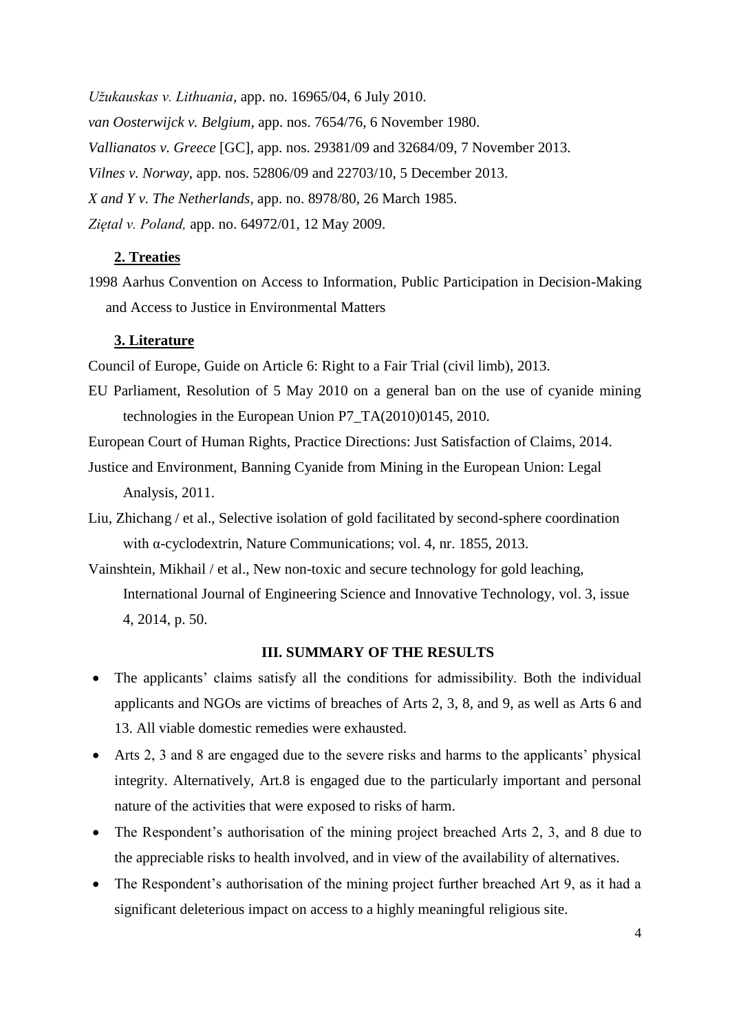*Užukauskas v. Lithuania*, app. no. 16965/04, 6 July 2010.

*van Oosterwijck v. Belgium*, app. nos. 7654/76, 6 November 1980.

*Vallianatos v. Greece* [GC], app. nos. 29381/09 and 32684/09, 7 November 2013.

*Vilnes v. Norway*, app. nos. 52806/09 and 22703/10, 5 December 2013.

*X and Y v. The Netherlands*, app. no. 8978/80, 26 March 1985.

*Ziętal v. Poland,* app. no. 64972/01, 12 May 2009.

### 2. Treaties

1998 Aarhus Convention on Access to Information, Public Participation in Decision-Making and Access to Justice in Environmental Matters

### 3. Literature

Council of Europe, Guide on Article 6: Right to a Fair Trial (civil limb), 2013.

EU Parliament, Resolution of 5 May 2010 on a general ban on the use of cyanide mining technologies in the European Union P7_TA(2010)0145, 2010.

European Court of Human Rights, Practice Directions: Just Satisfaction of Claims, 2014.

Justice and Environment, Banning Cyanide from Mining in the European Union: Legal Analysis, 2011.

Liu, Zhichang / et al., Selective isolation of gold facilitated by second-sphere coordination with α-cyclodextrin, Nature Communications; vol. 4, nr. 1855, 2013.

Vainshtein, Mikhail / et al., New non-toxic and secure technology for gold leaching, International Journal of Engineering Science and Innovative Technology, vol. 3, issue 4, 2014, p. 50.

## III. SUMMARY OF THE RESULTS

- The applicants' claims satisfy all the conditions for admissibility. Both the individual applicants and NGOs are victims of breaches of Arts 2, 3, 8, and 9, as well as Arts 6 and 13. All viable domestic remedies were exhausted.
- Arts 2, 3 and 8 are engaged due to the severe risks and harms to the applicants' physical integrity. Alternatively, Art.8 is engaged due to the particularly important and personal nature of the activities that were exposed to risks of harm.
- The Respondent's authorisation of the mining project breached Arts 2, 3, and 8 due to the appreciable risks to health involved, and in view of the availability of alternatives.
- The Respondent's authorisation of the mining project further breached Art 9, as it had a significant deleterious impact on access to a highly meaningful religious site.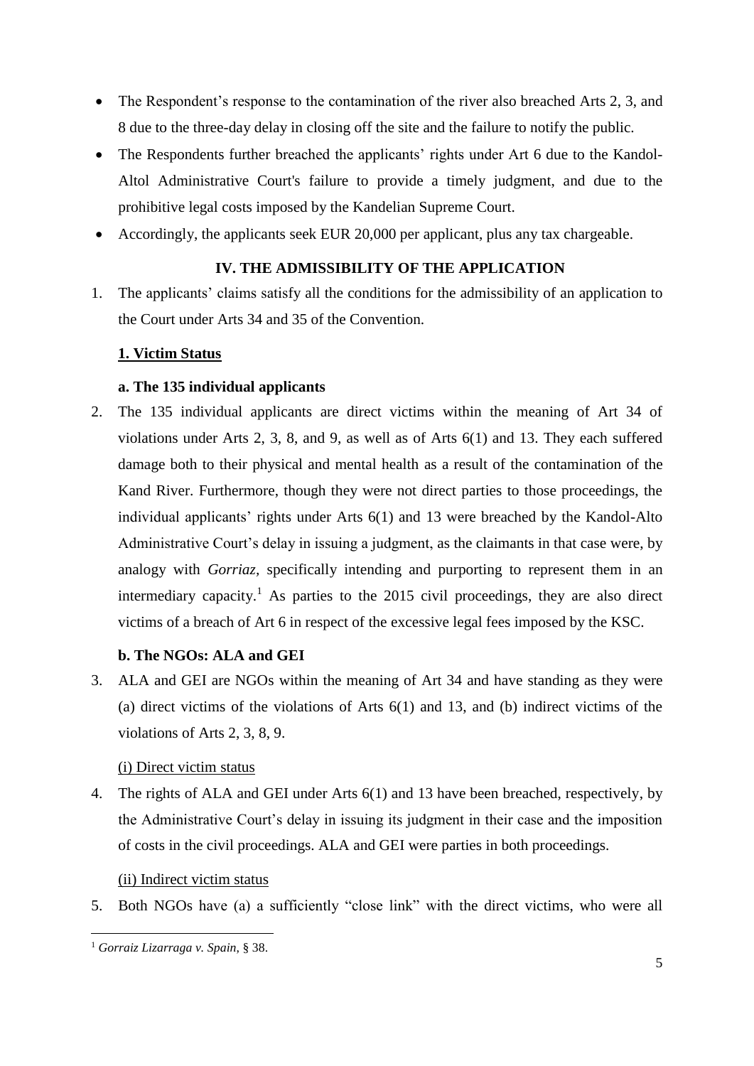- The Respondent's response to the contamination of the river also breached Arts 2, 3, and 8 due to the three-day delay in closing off the site and the failure to notify the public.
- The Respondents further breached the applicants' rights under Art 6 due to the Kandol-Altol Administrative Court's failure to provide a timely judgment, and due to the prohibitive legal costs imposed by the Kandelian Supreme Court.
- Accordingly, the applicants seek EUR 20,000 per applicant, plus any tax chargeable.

## IV. THE ADMISSIBILITY OF THE APPLICATION

1. The applicants' claims satisfy all the conditions for the admissibility of an application to the Court under Arts 34 and 35 of the Convention.

### 1. Victim Status

#### a. The 135 individual applicants

2. The 135 individual applicants are direct victims within the meaning of Art 34 of violations under Arts 2, 3, 8, and 9, as well as of Arts 6(1) and 13. They each suffered damage both to their physical and mental health as a result of the contamination of the Kand River. Furthermore, though they were not direct parties to those proceedings, the individual applicants' rights under Arts 6(1) and 13 were breached by the Kandol-Alto Administrative Court's delay in issuing a judgment, as the claimants in that case were, by analogy with *Gorriaz*, specifically intending and purporting to represent them in an intermediary capacity.[1] As parties to the 2015 civil proceedings, they are also direct victims of a breach of Art 6 in respect of the excessive legal fees imposed by the KSC.

#### b. The NGOs: ALA and GEI

3. ALA and GEI are NGOs within the meaning of Art 34 and have standing as they were (a) direct victims of the violations of Arts 6(1) and 13, and (b) indirect victims of the violations of Arts 2, 3, 8, 9.

(i) Direct victim status

4. The rights of ALA and GEI under Arts 6(1) and 13 have been breached, respectively, by the Administrative Court's delay in issuing its judgment in their case and the imposition of costs in the civil proceedings. ALA and GEI were parties in both proceedings.

(ii) Indirect victim status

5. Both NGOs have (a) a sufficiently "close link" with the direct victims, who were all

[1] *Gorraiz Lizarraga v. Spain*, § 38.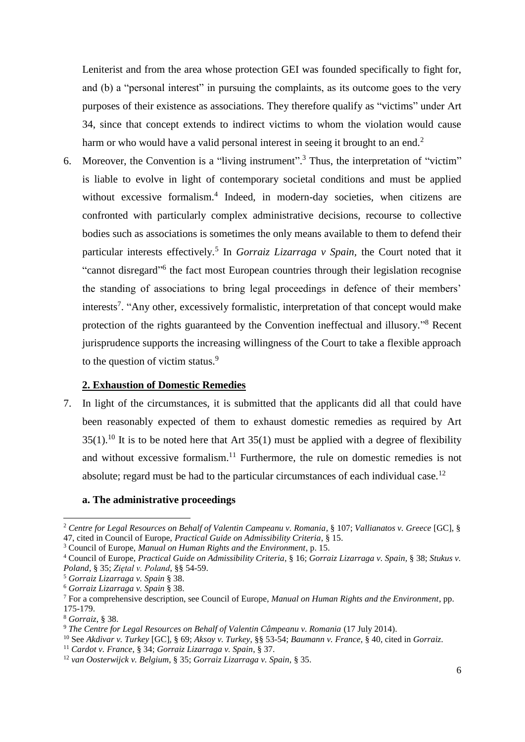Leniterist and from the area whose protection GEI was founded specifically to fight for, and (b) a "personal interest" in pursuing the complaints, as its outcome goes to the very purposes of their existence as associations. They therefore qualify as "victims" under Art 34, since that concept extends to indirect victims to whom the violation would cause harm or who would have a valid personal interest in seeing it brought to an end.[2]

6. Moreover, the Convention is a "living instrument".[3] Thus, the interpretation of "victim" is liable to evolve in light of contemporary societal conditions and must be applied without excessive formalism.[4] Indeed, in modern-day societies, when citizens are confronted with particularly complex administrative decisions, recourse to collective bodies such as associations is sometimes the only means available to them to defend their particular interests effectively.[5] In *Gorraiz Lizarraga v Spain*, the Court noted that it "cannot disregard"[6] the fact most European countries through their legislation recognise the standing of associations to bring legal proceedings in defence of their members' interests[7]. "Any other, excessively formalistic, interpretation of that concept would make protection of the rights guaranteed by the Convention ineffectual and illusory."[8] Recent jurisprudence supports the increasing willingness of the Court to take a flexible approach to the question of victim status.[9]

**2. Exhaustion of Domestic Remedies**

7. In light of the circumstances, it is submitted that the applicants did all that could have been reasonably expected of them to exhaust domestic remedies as required by Art 35(1).[10] It is to be noted here that Art 35(1) must be applied with a degree of flexibility and without excessive formalism.[11] Furthermore, the rule on domestic remedies is not absolute; regard must be had to the particular circumstances of each individual case.[12]

**a. The administrative proceedings**

---

[2] *Centre for Legal Resources on Behalf of Valentin Campeanu v. Romania*, § 107; *Vallianatos v. Greece* [GC], § 47, cited in Council of Europe, *Practical Guide on Admissibility Criteria*, § 15.

[3] Council of Europe, *Manual on Human Rights and the Environment*, p. 15.

[4] Council of Europe, *Practical Guide on Admissibility Criteria*, § 16; *Gorraiz Lizarraga v. Spain*, § 38; *Stukus v. Poland*, § 35; *Ziętal v. Poland*, §§ 54-59.

[5] *Gorraiz Lizarraga v. Spain* § 38.

[6] *Gorraiz Lizarraga v. Spain* § 38.

[7] For a comprehensive description, see Council of Europe, *Manual on Human Rights and the Environment*, pp. 175-179.

[8] *Gorraiz*, § 38.

[9] *The Centre for Legal Resources on Behalf of Valentin Câmpeanu v. Romania* (17 July 2014).

[10] See *Akdivar v. Turkey* [GC], § 69; *Aksoy v. Turkey*, §§ 53-54; *Baumann v. France*, § 40, cited in *Gorraiz*.

[11] *Cardot v. France*, § 34; *Gorraiz Lizarraga v. Spain*, § 37.

[12] *van Oosterwijck v. Belgium*, § 35; *Gorraiz Lizarraga v. Spain*, § 35.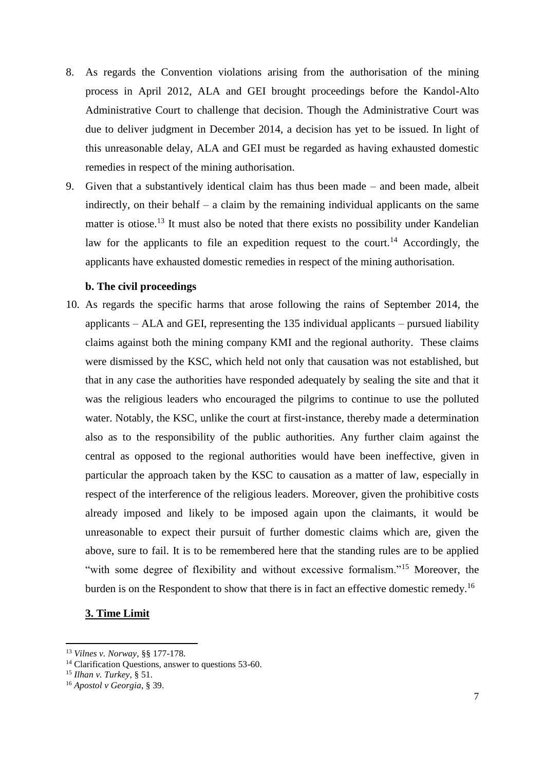8. As regards the Convention violations arising from the authorisation of the mining process in April 2012, ALA and GEI brought proceedings before the Kandol-Alto Administrative Court to challenge that decision. Though the Administrative Court was due to deliver judgment in December 2014, a decision has yet to be issued. In light of this unreasonable delay, ALA and GEI must be regarded as having exhausted domestic remedies in respect of the mining authorisation.

9. Given that a substantively identical claim has thus been made – and been made, albeit indirectly, on their behalf – a claim by the remaining individual applicants on the same matter is otiose.[13] It must also be noted that there exists no possibility under Kandelian law for the applicants to file an expedition request to the court.[14] Accordingly, the applicants have exhausted domestic remedies in respect of the mining authorisation.

**b. The civil proceedings**

10. As regards the specific harms that arose following the rains of September 2014, the applicants – ALA and GEI, representing the 135 individual applicants – pursued liability claims against both the mining company KMI and the regional authority. These claims were dismissed by the KSC, which held not only that causation was not established, but that in any case the authorities have responded adequately by sealing the site and that it was the religious leaders who encouraged the pilgrims to continue to use the polluted water. Notably, the KSC, unlike the court at first-instance, thereby made a determination also as to the responsibility of the public authorities. Any further claim against the central as opposed to the regional authorities would have been ineffective, given in particular the approach taken by the KSC to causation as a matter of law, especially in respect of the interference of the religious leaders. Moreover, given the prohibitive costs already imposed and likely to be imposed again upon the claimants, it would be unreasonable to expect their pursuit of further domestic claims which are, given the above, sure to fail. It is to be remembered here that the standing rules are to be applied "with some degree of flexibility and without excessive formalism."[15] Moreover, the burden is on the Respondent to show that there is in fact an effective domestic remedy.[16]

**<u>3. Time Limit</u>**

---

[13] *Vilnes v. Norway*, §§ 177-178.

[14] Clarification Questions, answer to questions 53-60.

[15] *Ilhan v. Turkey*, § 51.

[16] *Apostol v Georgia*, § 39.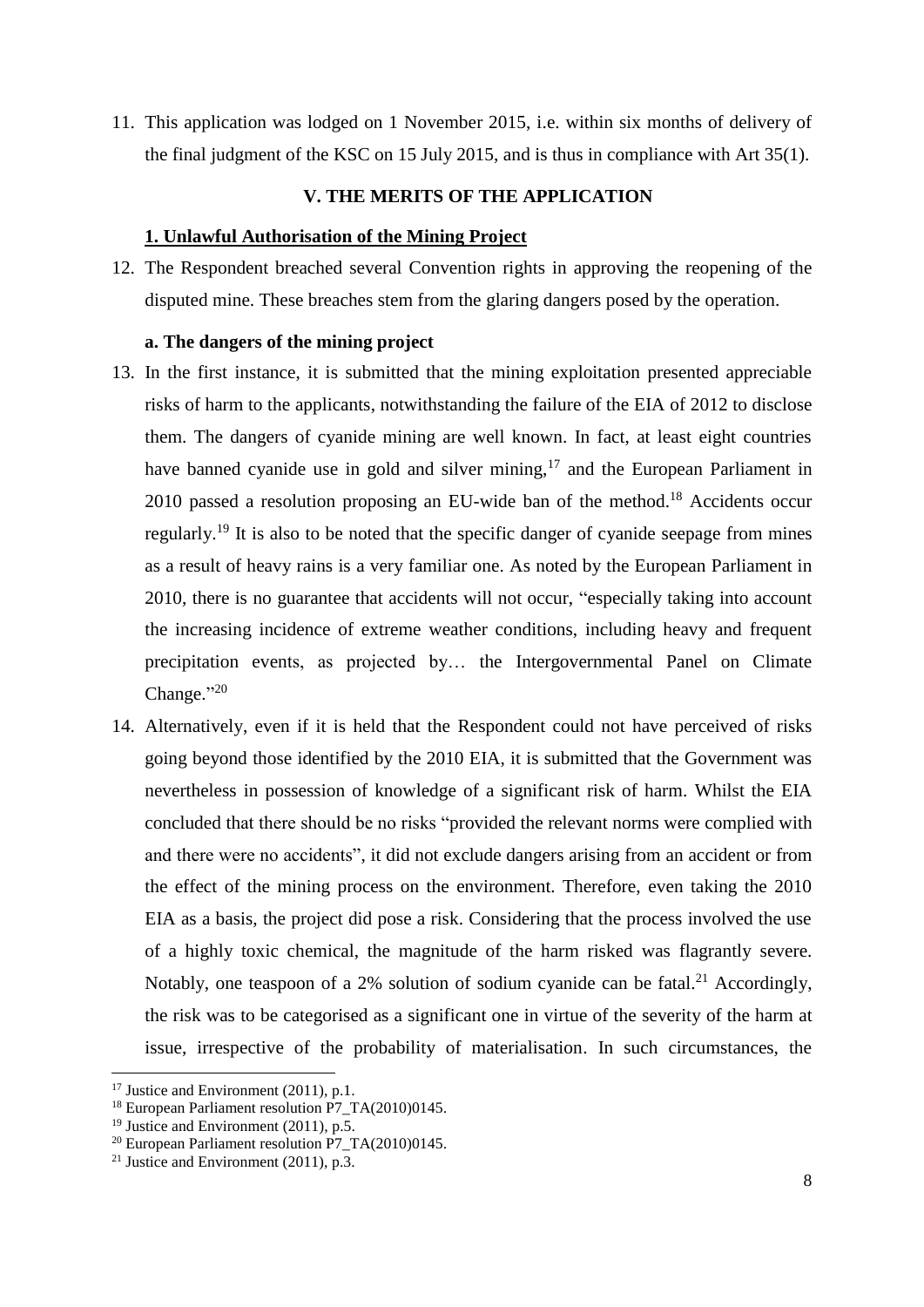11. This application was lodged on 1 November 2015, i.e. within six months of delivery of the final judgment of the KSC on 15 July 2015, and is thus in compliance with Art 35(1).

## V. THE MERITS OF THE APPLICATION

### 1. Unlawful Authorisation of the Mining Project

12. The Respondent breached several Convention rights in approving the reopening of the disputed mine. These breaches stem from the glaring dangers posed by the operation.

#### a. The dangers of the mining project

13. In the first instance, it is submitted that the mining exploitation presented appreciable risks of harm to the applicants, notwithstanding the failure of the EIA of 2012 to disclose them. The dangers of cyanide mining are well known. In fact, at least eight countries have banned cyanide use in gold and silver mining,[17] and the European Parliament in 2010 passed a resolution proposing an EU-wide ban of the method.[18] Accidents occur regularly.[19] It is also to be noted that the specific danger of cyanide seepage from mines as a result of heavy rains is a very familiar one. As noted by the European Parliament in 2010, there is no guarantee that accidents will not occur, "especially taking into account the increasing incidence of extreme weather conditions, including heavy and frequent precipitation events, as projected by… the Intergovernmental Panel on Climate Change."[20]

14. Alternatively, even if it is held that the Respondent could not have perceived of risks going beyond those identified by the 2010 EIA, it is submitted that the Government was nevertheless in possession of knowledge of a significant risk of harm. Whilst the EIA concluded that there should be no risks "provided the relevant norms were complied with and there were no accidents", it did not exclude dangers arising from an accident or from the effect of the mining process on the environment. Therefore, even taking the 2010 EIA as a basis, the project did pose a risk. Considering that the process involved the use of a highly toxic chemical, the magnitude of the harm risked was flagrantly severe. Notably, one teaspoon of a 2% solution of sodium cyanide can be fatal.[21] Accordingly, the risk was to be categorised as a significant one in virtue of the severity of the harm at issue, irrespective of the probability of materialisation. In such circumstances, the

---

[17] Justice and Environment (2011), p.1.

[18] European Parliament resolution P7_TA(2010)0145.

[19] Justice and Environment (2011), p.5.

[20] European Parliament resolution P7_TA(2010)0145.

[21] Justice and Environment (2011), p.3.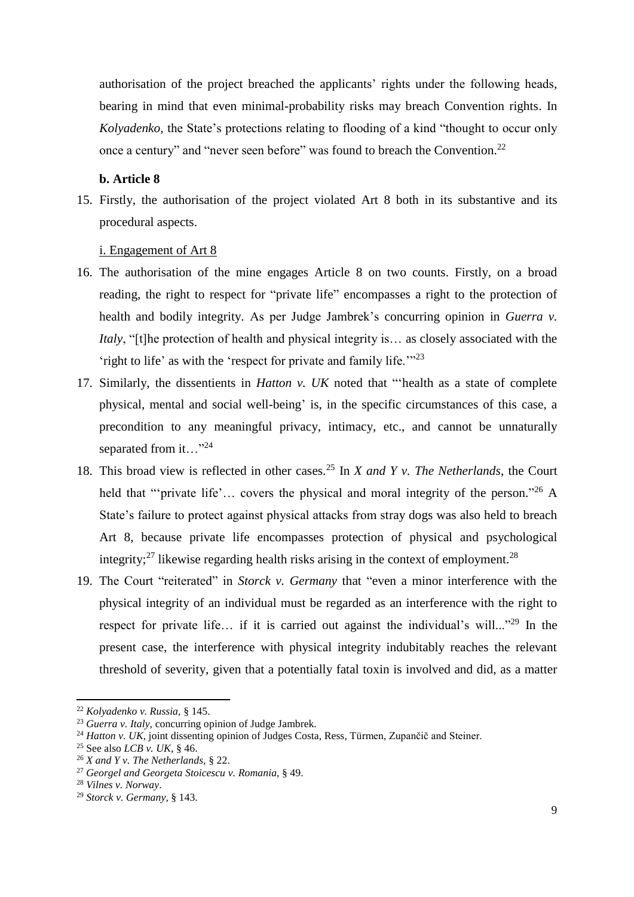authorisation of the project breached the applicants' rights under the following heads, bearing in mind that even minimal-probability risks may breach Convention rights. In *Kolyadenko,* the State's protections relating to flooding of a kind "thought to occur only once a century" and "never seen before" was found to breach the Convention.[22]

**b. Article 8**

15. Firstly, the authorisation of the project violated Art 8 both in its substantive and its procedural aspects.

i. Engagement of Art 8

16. The authorisation of the mine engages Article 8 on two counts. Firstly, on a broad reading, the right to respect for "private life" encompasses a right to the protection of health and bodily integrity. As per Judge Jambrek's concurring opinion in *Guerra v. Italy*, "[t]he protection of health and physical integrity is… as closely associated with the 'right to life' as with the 'respect for private and family life.'"[23]

17. Similarly, the dissentients in *Hatton v. UK* noted that "'health as a state of complete physical, mental and social well-being' is, in the specific circumstances of this case, a precondition to any meaningful privacy, intimacy, etc., and cannot be unnaturally separated from it…"[24]

18. This broad view is reflected in other cases.[25] In *X and Y v. The Netherlands*, the Court held that "'private life'… covers the physical and moral integrity of the person."[26] A State's failure to protect against physical attacks from stray dogs was also held to breach Art 8, because private life encompasses protection of physical and psychological integrity;[27] likewise regarding health risks arising in the context of employment.[28]

19. The Court "reiterated" in *Storck v. Germany* that "even a minor interference with the physical integrity of an individual must be regarded as an interference with the right to respect for private life… if it is carried out against the individual's will..."[29] In the present case, the interference with physical integrity indubitably reaches the relevant threshold of severity, given that a potentially fatal toxin is involved and did, as a matter

---

[22] *Kolyadenko v. Russia,* § 145.

[23] *Guerra v. Italy,* concurring opinion of Judge Jambrek.

[24] *Hatton v. UK,* joint dissenting opinion of Judges Costa, Ress, Türmen, Zupančič and Steiner.

[25] See also *LCB v. UK*, § 46.

[26] *X and Y v. The Netherlands,* § 22.

[27] *Georgel and Georgeta Stoicescu v. Romania*, § 49.

[28] *Vilnes v. Norway*.

[29] *Storck v. Germany,* § 143.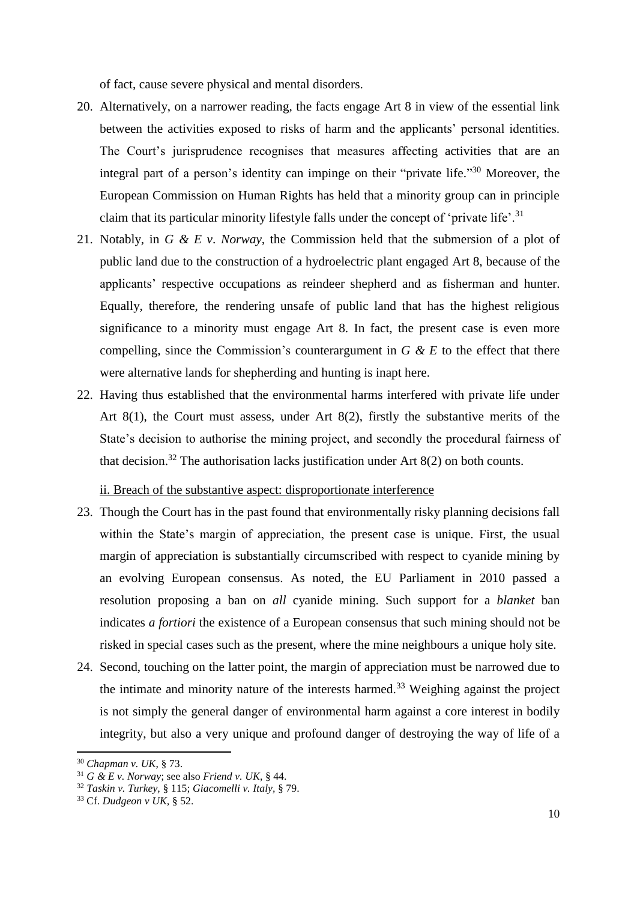of fact, cause severe physical and mental disorders.

20. Alternatively, on a narrower reading, the facts engage Art 8 in view of the essential link between the activities exposed to risks of harm and the applicants' personal identities. The Court's jurisprudence recognises that measures affecting activities that are an integral part of a person's identity can impinge on their "private life."[30] Moreover, the European Commission on Human Rights has held that a minority group can in principle claim that its particular minority lifestyle falls under the concept of 'private life'.[31]

21. Notably, in *G & E v. Norway*, the Commission held that the submersion of a plot of public land due to the construction of a hydroelectric plant engaged Art 8, because of the applicants' respective occupations as reindeer shepherd and as fisherman and hunter. Equally, therefore, the rendering unsafe of public land that has the highest religious significance to a minority must engage Art 8. In fact, the present case is even more compelling, since the Commission's counterargument in *G & E* to the effect that there were alternative lands for shepherding and hunting is inapt here.

22. Having thus established that the environmental harms interfered with private life under Art 8(1), the Court must assess, under Art 8(2), firstly the substantive merits of the State's decision to authorise the mining project, and secondly the procedural fairness of that decision.[32] The authorisation lacks justification under Art 8(2) on both counts.

ii. Breach of the substantive aspect: disproportionate interference

23. Though the Court has in the past found that environmentally risky planning decisions fall within the State's margin of appreciation, the present case is unique. First, the usual margin of appreciation is substantially circumscribed with respect to cyanide mining by an evolving European consensus. As noted, the EU Parliament in 2010 passed a resolution proposing a ban on *all* cyanide mining. Such support for a *blanket* ban indicates *a fortiori* the existence of a European consensus that such mining should not be risked in special cases such as the present, where the mine neighbours a unique holy site.

24. Second, touching on the latter point, the margin of appreciation must be narrowed due to the intimate and minority nature of the interests harmed.[33] Weighing against the project is not simply the general danger of environmental harm against a core interest in bodily integrity, but also a very unique and profound danger of destroying the way of life of a

---

[30] *Chapman v. UK*, § 73.

[31] *G & E v. Norway*; see also *Friend v. UK*, § 44.

[32] *Taskin v. Turkey*, § 115; *Giacomelli v. Italy*, § 79.

[33] Cf. *Dudgeon v UK*, § 52.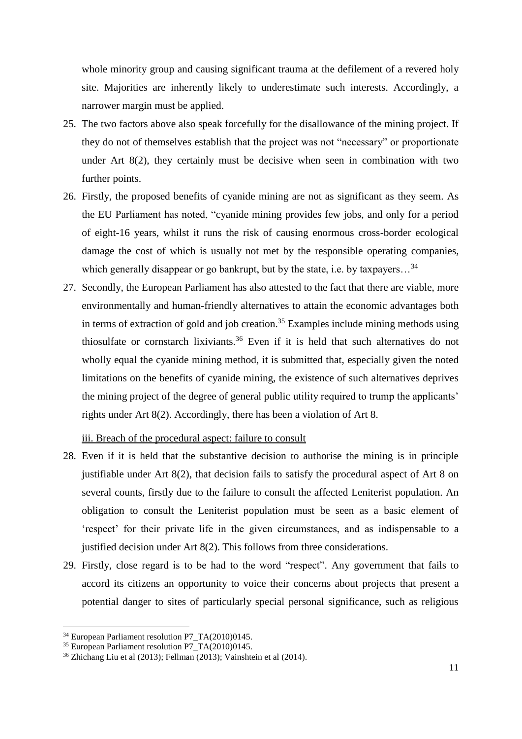whole minority group and causing significant trauma at the defilement of a revered holy site. Majorities are inherently likely to underestimate such interests. Accordingly, a narrower margin must be applied.

25. The two factors above also speak forcefully for the disallowance of the mining project. If they do not of themselves establish that the project was not "necessary" or proportionate under Art 8(2), they certainly must be decisive when seen in combination with two further points.

26. Firstly, the proposed benefits of cyanide mining are not as significant as they seem. As the EU Parliament has noted, "cyanide mining provides few jobs, and only for a period of eight-16 years, whilst it runs the risk of causing enormous cross-border ecological damage the cost of which is usually not met by the responsible operating companies, which generally disappear or go bankrupt, but by the state, i.e. by taxpayers…[34]

27. Secondly, the European Parliament has also attested to the fact that there are viable, more environmentally and human-friendly alternatives to attain the economic advantages both in terms of extraction of gold and job creation.[35] Examples include mining methods using thiosulfate or cornstarch lixiviants.[36] Even if it is held that such alternatives do not wholly equal the cyanide mining method, it is submitted that, especially given the noted limitations on the benefits of cyanide mining, the existence of such alternatives deprives the mining project of the degree of general public utility required to trump the applicants' rights under Art 8(2). Accordingly, there has been a violation of Art 8.

iii. Breach of the procedural aspect: failure to consult

28. Even if it is held that the substantive decision to authorise the mining is in principle justifiable under Art 8(2), that decision fails to satisfy the procedural aspect of Art 8 on several counts, firstly due to the failure to consult the affected Leniterist population. An obligation to consult the Leniterist population must be seen as a basic element of 'respect' for their private life in the given circumstances, and as indispensable to a justified decision under Art 8(2). This follows from three considerations.

29. Firstly, close regard is to be had to the word "respect". Any government that fails to accord its citizens an opportunity to voice their concerns about projects that present a potential danger to sites of particularly special personal significance, such as religious

---

[34] European Parliament resolution P7_TA(2010)0145.

[35] European Parliament resolution P7_TA(2010)0145.

[36] Zhichang Liu et al (2013); Fellman (2013); Vainshtein et al (2014).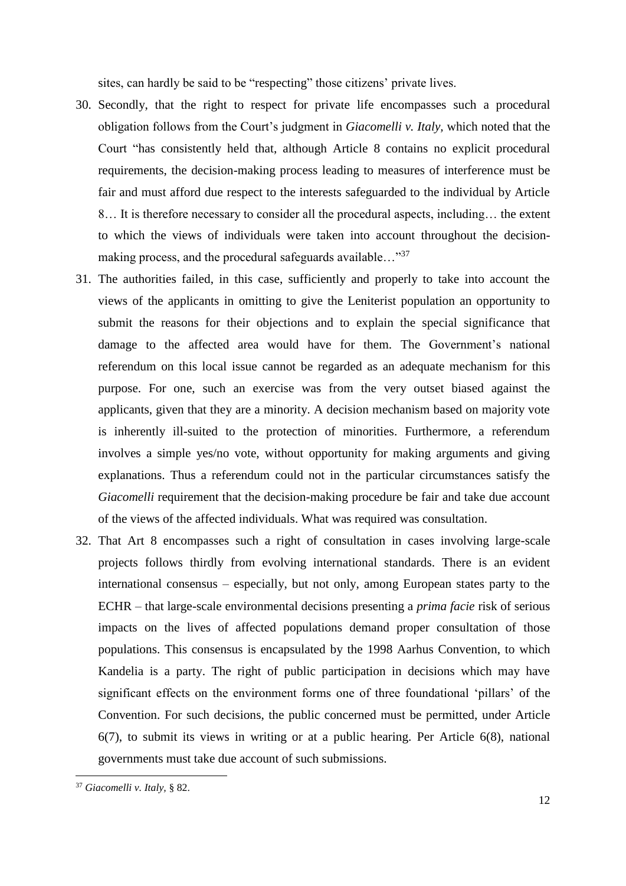sites, can hardly be said to be "respecting" those citizens' private lives.

30. Secondly, that the right to respect for private life encompasses such a procedural obligation follows from the Court's judgment in *Giacomelli v. Italy*, which noted that the Court "has consistently held that, although Article 8 contains no explicit procedural requirements, the decision-making process leading to measures of interference must be fair and must afford due respect to the interests safeguarded to the individual by Article 8… It is therefore necessary to consider all the procedural aspects, including… the extent to which the views of individuals were taken into account throughout the decision-making process, and the procedural safeguards available…"[37]

31. The authorities failed, in this case, sufficiently and properly to take into account the views of the applicants in omitting to give the Leniterist population an opportunity to submit the reasons for their objections and to explain the special significance that damage to the affected area would have for them. The Government's national referendum on this local issue cannot be regarded as an adequate mechanism for this purpose. For one, such an exercise was from the very outset biased against the applicants, given that they are a minority. A decision mechanism based on majority vote is inherently ill-suited to the protection of minorities. Furthermore, a referendum involves a simple yes/no vote, without opportunity for making arguments and giving explanations. Thus a referendum could not in the particular circumstances satisfy the *Giacomelli* requirement that the decision-making procedure be fair and take due account of the views of the affected individuals. What was required was consultation.

32. That Art 8 encompasses such a right of consultation in cases involving large-scale projects follows thirdly from evolving international standards. There is an evident international consensus – especially, but not only, among European states party to the ECHR – that large-scale environmental decisions presenting a *prima facie* risk of serious impacts on the lives of affected populations demand proper consultation of those populations. This consensus is encapsulated by the 1998 Aarhus Convention, to which Kandelia is a party. The right of public participation in decisions which may have significant effects on the environment forms one of three foundational 'pillars' of the Convention. For such decisions, the public concerned must be permitted, under Article 6(7), to submit its views in writing or at a public hearing. Per Article 6(8), national governments must take due account of such submissions.

---

[37] *Giacomelli v. Italy*, § 82.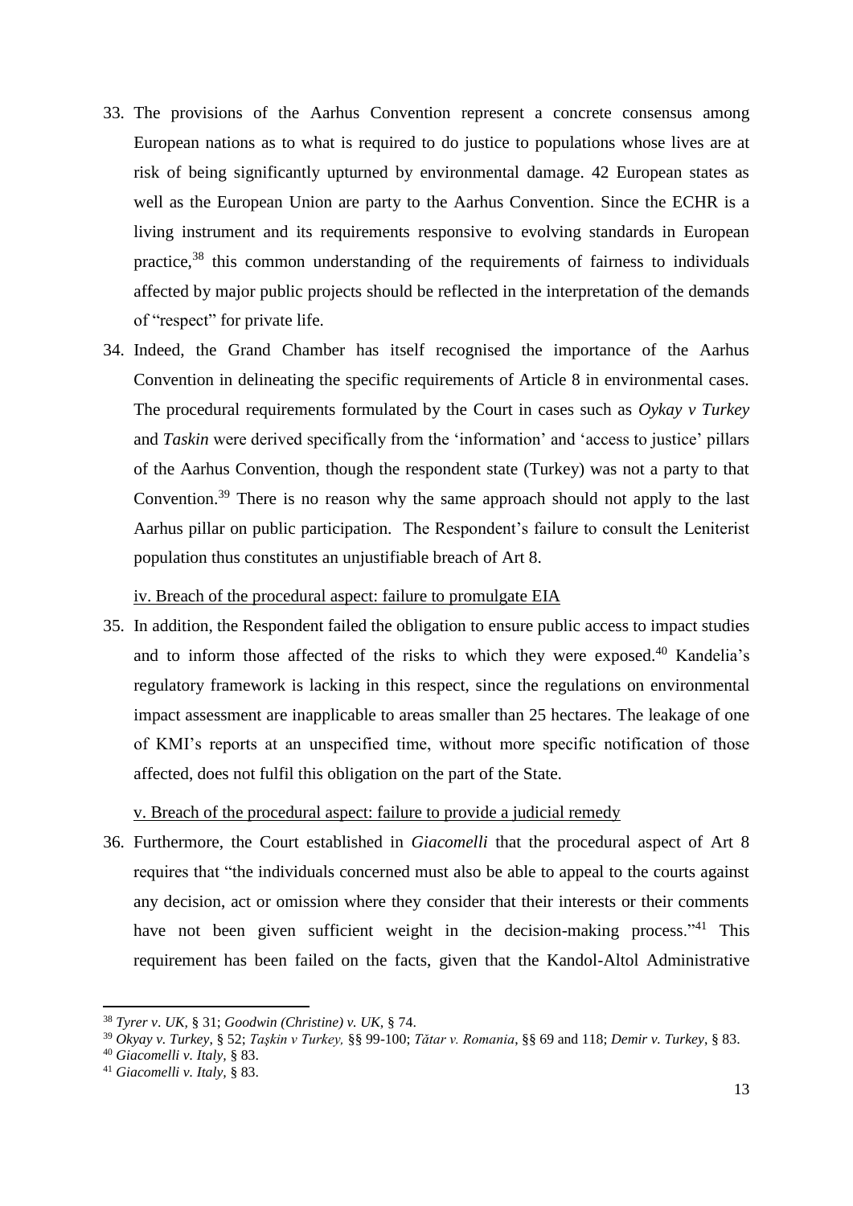33. The provisions of the Aarhus Convention represent a concrete consensus among European nations as to what is required to do justice to populations whose lives are at risk of being significantly upturned by environmental damage. 42 European states as well as the European Union are party to the Aarhus Convention. Since the ECHR is a living instrument and its requirements responsive to evolving standards in European practice,[38] this common understanding of the requirements of fairness to individuals affected by major public projects should be reflected in the interpretation of the demands of "respect" for private life.

34. Indeed, the Grand Chamber has itself recognised the importance of the Aarhus Convention in delineating the specific requirements of Article 8 in environmental cases. The procedural requirements formulated by the Court in cases such as *Oykay v Turkey* and *Taskin* were derived specifically from the 'information' and 'access to justice' pillars of the Aarhus Convention, though the respondent state (Turkey) was not a party to that Convention.[39] There is no reason why the same approach should not apply to the last Aarhus pillar on public participation. The Respondent's failure to consult the Leniterist population thus constitutes an unjustifiable breach of Art 8.

<u>iv. Breach of the procedural aspect: failure to promulgate EIA</u>

35. In addition, the Respondent failed the obligation to ensure public access to impact studies and to inform those affected of the risks to which they were exposed.[40] Kandelia's regulatory framework is lacking in this respect, since the regulations on environmental impact assessment are inapplicable to areas smaller than 25 hectares. The leakage of one of KMI's reports at an unspecified time, without more specific notification of those affected, does not fulfil this obligation on the part of the State.

<u>v. Breach of the procedural aspect: failure to provide a judicial remedy</u>

36. Furthermore, the Court established in *Giacomelli* that the procedural aspect of Art 8 requires that "the individuals concerned must also be able to appeal to the courts against any decision, act or omission where they consider that their interests or their comments have not been given sufficient weight in the decision-making process."[41] This requirement has been failed on the facts, given that the Kandol-Altol Administrative

---

[38] *Tyrer v. UK*, § 31; *Goodwin (Christine) v. UK*, § 74.

[39] *Okyay v. Turkey*, § 52; *Taşkin v Turkey,* §§ 99-100; *Tătar v. Romania*, §§ 69 and 118; *Demir v. Turkey*, § 83.

[40] *Giacomelli v. Italy*, § 83.

[41] *Giacomelli v. Italy*, § 83.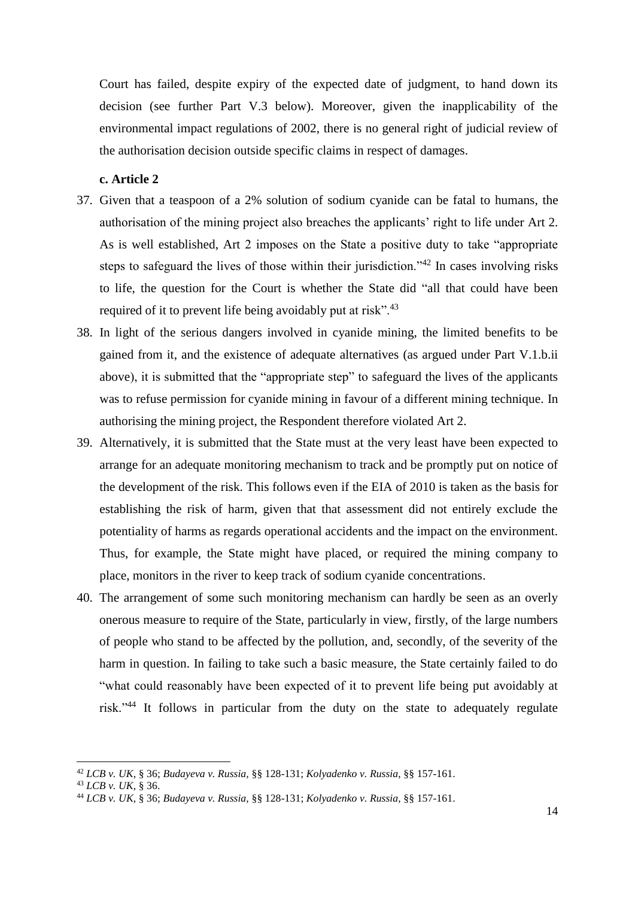Court has failed, despite expiry of the expected date of judgment, to hand down its decision (see further Part V.3 below). Moreover, given the inapplicability of the environmental impact regulations of 2002, there is no general right of judicial review of the authorisation decision outside specific claims in respect of damages.

**c. Article 2**

37. Given that a teaspoon of a 2% solution of sodium cyanide can be fatal to humans, the authorisation of the mining project also breaches the applicants' right to life under Art 2. As is well established, Art 2 imposes on the State a positive duty to take "appropriate steps to safeguard the lives of those within their jurisdiction."[42] In cases involving risks to life, the question for the Court is whether the State did "all that could have been required of it to prevent life being avoidably put at risk".[43]

38. In light of the serious dangers involved in cyanide mining, the limited benefits to be gained from it, and the existence of adequate alternatives (as argued under Part V.1.b.ii above), it is submitted that the "appropriate step" to safeguard the lives of the applicants was to refuse permission for cyanide mining in favour of a different mining technique. In authorising the mining project, the Respondent therefore violated Art 2.

39. Alternatively, it is submitted that the State must at the very least have been expected to arrange for an adequate monitoring mechanism to track and be promptly put on notice of the development of the risk. This follows even if the EIA of 2010 is taken as the basis for establishing the risk of harm, given that that assessment did not entirely exclude the potentiality of harms as regards operational accidents and the impact on the environment. Thus, for example, the State might have placed, or required the mining company to place, monitors in the river to keep track of sodium cyanide concentrations.

40. The arrangement of some such monitoring mechanism can hardly be seen as an overly onerous measure to require of the State, particularly in view, firstly, of the large numbers of people who stand to be affected by the pollution, and, secondly, of the severity of the harm in question. In failing to take such a basic measure, the State certainly failed to do "what could reasonably have been expected of it to prevent life being put avoidably at risk."[44] It follows in particular from the duty on the state to adequately regulate

---

[42] *LCB v. UK*, § 36; *Budayeva v. Russia*, §§ 128-131; *Kolyadenko v. Russia*, §§ 157-161.

[43] *LCB v. UK*, § 36.

[44] *LCB v. UK*, § 36; *Budayeva v. Russia*, §§ 128-131; *Kolyadenko v. Russia*, §§ 157-161.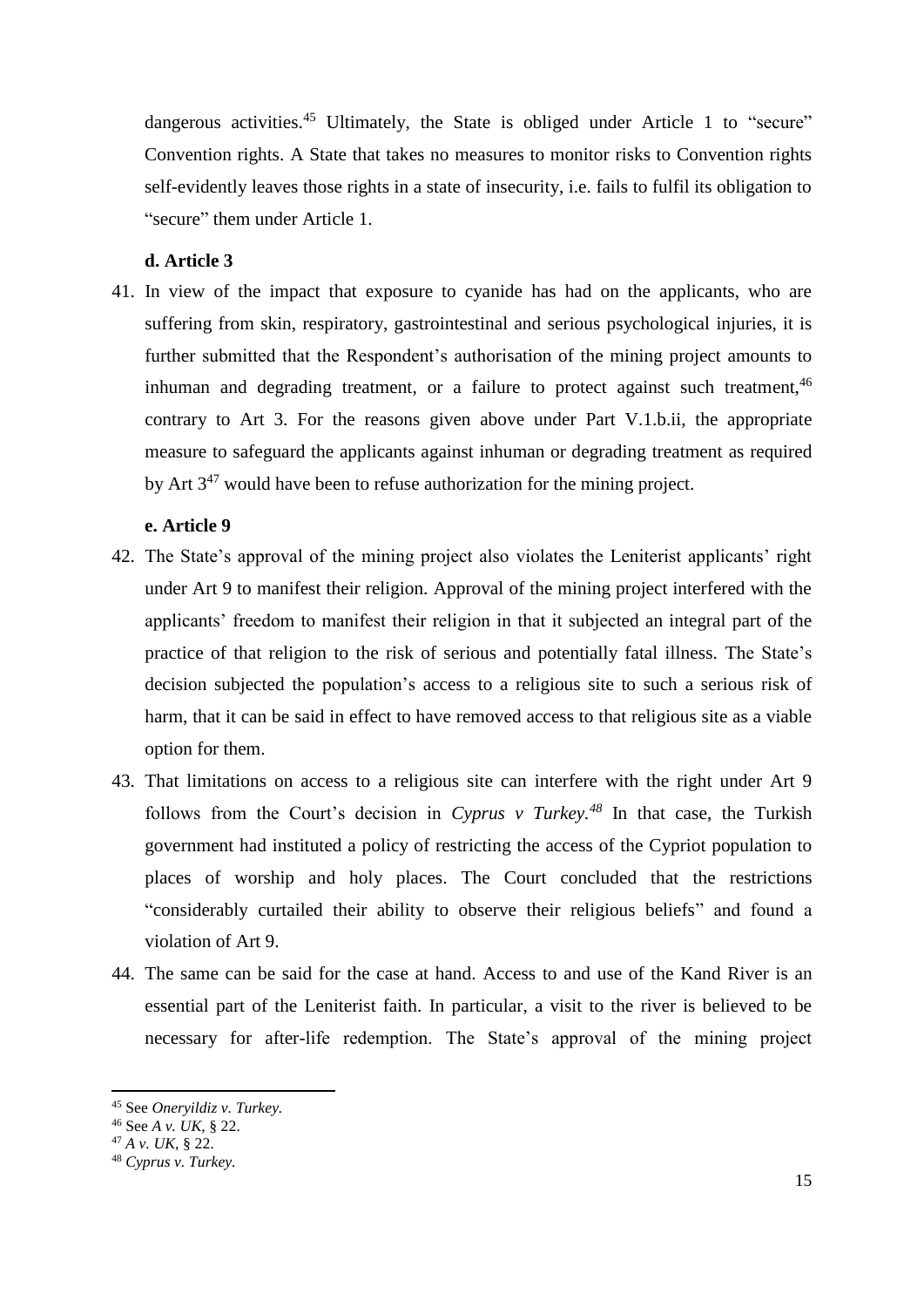dangerous activities.[45] Ultimately, the State is obliged under Article 1 to "secure" Convention rights. A State that takes no measures to monitor risks to Convention rights self-evidently leaves those rights in a state of insecurity, i.e. fails to fulfil its obligation to "secure" them under Article 1.

**d. Article 3**

41. In view of the impact that exposure to cyanide has had on the applicants, who are suffering from skin, respiratory, gastrointestinal and serious psychological injuries, it is further submitted that the Respondent's authorisation of the mining project amounts to inhuman and degrading treatment, or a failure to protect against such treatment,[46] contrary to Art 3. For the reasons given above under Part V.1.b.ii, the appropriate measure to safeguard the applicants against inhuman or degrading treatment as required by Art 3[47] would have been to refuse authorization for the mining project.

**e. Article 9**

42. The State's approval of the mining project also violates the Leniterist applicants' right under Art 9 to manifest their religion. Approval of the mining project interfered with the applicants' freedom to manifest their religion in that it subjected an integral part of the practice of that religion to the risk of serious and potentially fatal illness. The State's decision subjected the population's access to a religious site to such a serious risk of harm, that it can be said in effect to have removed access to that religious site as a viable option for them.

43. That limitations on access to a religious site can interfere with the right under Art 9 follows from the Court's decision in *Cyprus v Turkey.*[48] In that case, the Turkish government had instituted a policy of restricting the access of the Cypriot population to places of worship and holy places. The Court concluded that the restrictions "considerably curtailed their ability to observe their religious beliefs" and found a violation of Art 9.

44. The same can be said for the case at hand. Access to and use of the Kand River is an essential part of the Leniterist faith. In particular, a visit to the river is believed to be necessary for after-life redemption. The State's approval of the mining project

---

[45] See *Oneryildiz v. Turkey.*

[46] See *A v. UK*, § 22.

[47] *A v. UK*, § 22.

[48] *Cyprus v. Turkey.*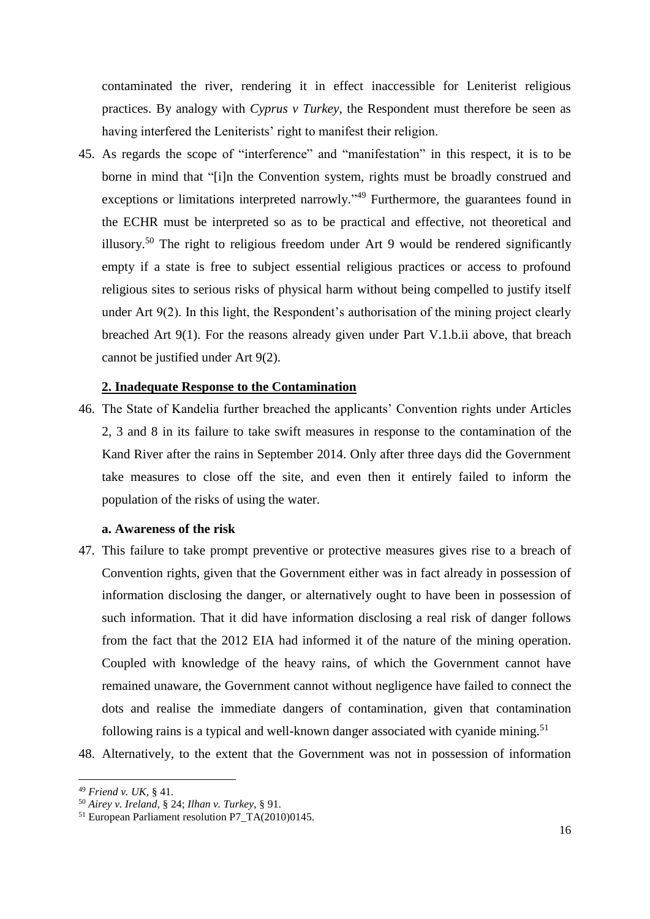contaminated the river, rendering it in effect inaccessible for Leniterist religious practices. By analogy with *Cyprus v Turkey*, the Respondent must therefore be seen as having interfered the Leniterists' right to manifest their religion.

45. As regards the scope of "interference" and "manifestation" in this respect, it is to be borne in mind that "[i]n the Convention system, rights must be broadly construed and exceptions or limitations interpreted narrowly."[49] Furthermore, the guarantees found in the ECHR must be interpreted so as to be practical and effective, not theoretical and illusory.[50] The right to religious freedom under Art 9 would be rendered significantly empty if a state is free to subject essential religious practices or access to profound religious sites to serious risks of physical harm without being compelled to justify itself under Art 9(2). In this light, the Respondent's authorisation of the mining project clearly breached Art 9(1). For the reasons already given under Part V.1.b.ii above, that breach cannot be justified under Art 9(2).

### 2. Inadequate Response to the Contamination

46. The State of Kandelia further breached the applicants' Convention rights under Articles 2, 3 and 8 in its failure to take swift measures in response to the contamination of the Kand River after the rains in September 2014. Only after three days did the Government take measures to close off the site, and even then it entirely failed to inform the population of the risks of using the water.

#### a. Awareness of the risk

47. This failure to take prompt preventive or protective measures gives rise to a breach of Convention rights, given that the Government either was in fact already in possession of information disclosing the danger, or alternatively ought to have been in possession of such information. That it did have information disclosing a real risk of danger follows from the fact that the 2012 EIA had informed it of the nature of the mining operation. Coupled with knowledge of the heavy rains, of which the Government cannot have remained unaware, the Government cannot without negligence have failed to connect the dots and realise the immediate dangers of contamination, given that contamination following rains is a typical and well-known danger associated with cyanide mining.[51]

48. Alternatively, to the extent that the Government was not in possession of information

---

[49] *Friend v. UK*, § 41.

[50] *Airey v. Ireland*, § 24; *Ilhan v. Turkey*, § 91.

[51] European Parliament resolution P7_TA(2010)0145.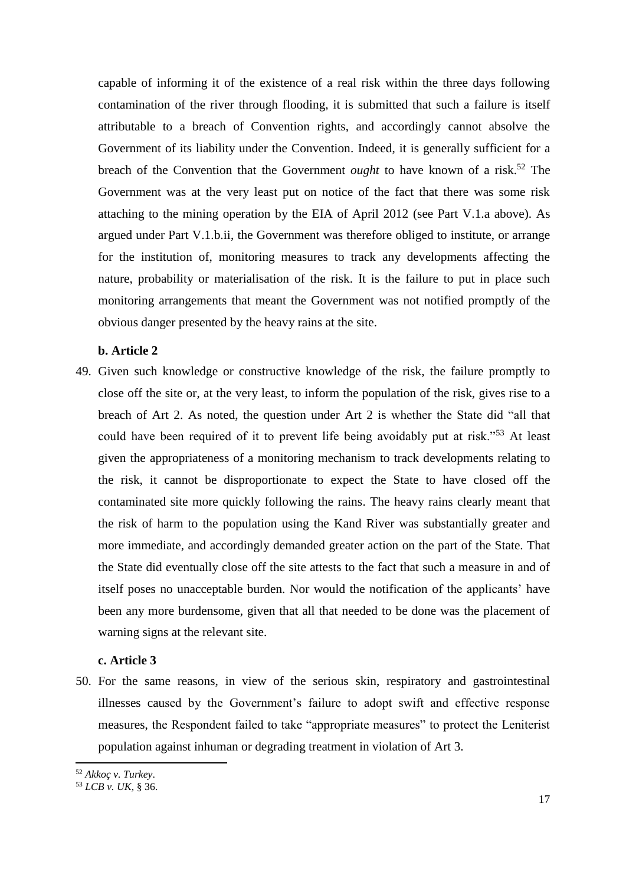capable of informing it of the existence of a real risk within the three days following contamination of the river through flooding, it is submitted that such a failure is itself attributable to a breach of Convention rights, and accordingly cannot absolve the Government of its liability under the Convention. Indeed, it is generally sufficient for a breach of the Convention that the Government *ought* to have known of a risk.[52] The Government was at the very least put on notice of the fact that there was some risk attaching to the mining operation by the EIA of April 2012 (see Part V.1.a above). As argued under Part V.1.b.ii, the Government was therefore obliged to institute, or arrange for the institution of, monitoring measures to track any developments affecting the nature, probability or materialisation of the risk. It is the failure to put in place such monitoring arrangements that meant the Government was not notified promptly of the obvious danger presented by the heavy rains at the site.

**b. Article 2**

49. Given such knowledge or constructive knowledge of the risk, the failure promptly to close off the site or, at the very least, to inform the population of the risk, gives rise to a breach of Art 2. As noted, the question under Art 2 is whether the State did "all that could have been required of it to prevent life being avoidably put at risk."[53] At least given the appropriateness of a monitoring mechanism to track developments relating to the risk, it cannot be disproportionate to expect the State to have closed off the contaminated site more quickly following the rains. The heavy rains clearly meant that the risk of harm to the population using the Kand River was substantially greater and more immediate, and accordingly demanded greater action on the part of the State. That the State did eventually close off the site attests to the fact that such a measure in and of itself poses no unacceptable burden. Nor would the notification of the applicants' have been any more burdensome, given that all that needed to be done was the placement of warning signs at the relevant site.

**c. Article 3**

50. For the same reasons, in view of the serious skin, respiratory and gastrointestinal illnesses caused by the Government's failure to adopt swift and effective response measures, the Respondent failed to take "appropriate measures" to protect the Leniterist population against inhuman or degrading treatment in violation of Art 3.

---

[52] *Akkoç v. Turkey*.

[53] *LCB v. UK*, § 36.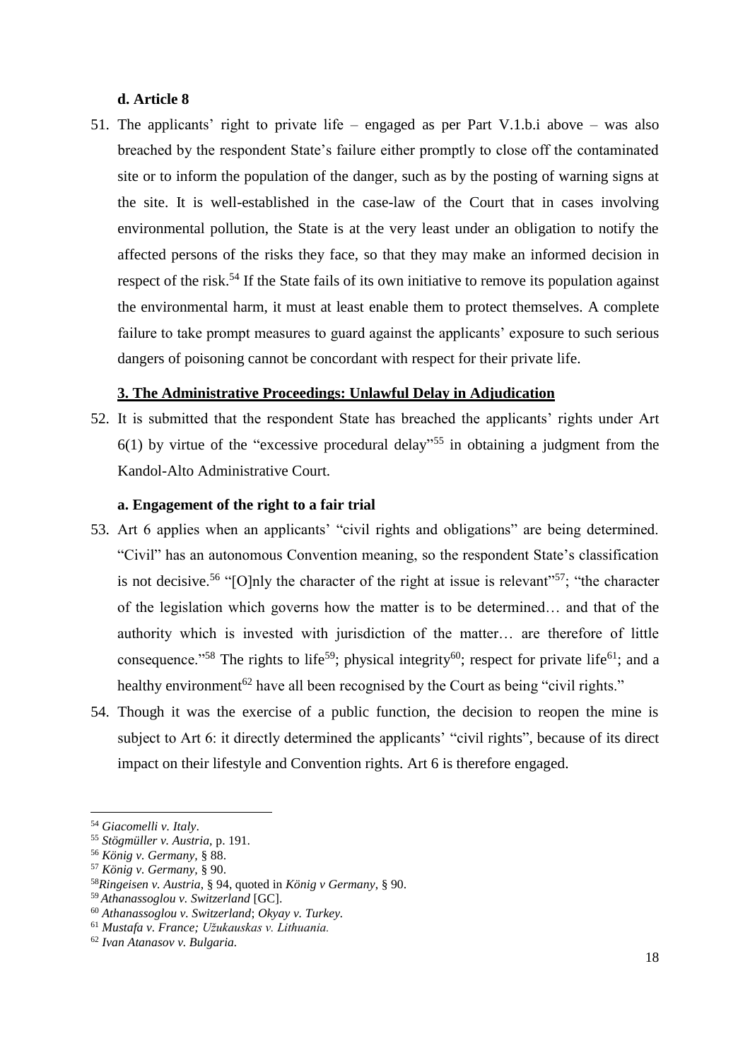#### d. Article 8

51. The applicants' right to private life – engaged as per Part V.1.b.i above – was also breached by the respondent State's failure either promptly to close off the contaminated site or to inform the population of the danger, such as by the posting of warning signs at the site. It is well-established in the case-law of the Court that in cases involving environmental pollution, the State is at the very least under an obligation to notify the affected persons of the risks they face, so that they may make an informed decision in respect of the risk.[54] If the State fails of its own initiative to remove its population against the environmental harm, it must at least enable them to protect themselves. A complete failure to take prompt measures to guard against the applicants' exposure to such serious dangers of poisoning cannot be concordant with respect for their private life.

### 3. The Administrative Proceedings: Unlawful Delay in Adjudication

52. It is submitted that the respondent State has breached the applicants' rights under Art 6(1) by virtue of the "excessive procedural delay"[55] in obtaining a judgment from the Kandol-Alto Administrative Court.

#### a. Engagement of the right to a fair trial

53. Art 6 applies when an applicants' "civil rights and obligations" are being determined. "Civil" has an autonomous Convention meaning, so the respondent State's classification is not decisive.[56] "[O]nly the character of the right at issue is relevant"[57]; "the character of the legislation which governs how the matter is to be determined… and that of the authority which is invested with jurisdiction of the matter… are therefore of little consequence."[58] The rights to life[59]; physical integrity[60]; respect for private life[61]; and a healthy environment[62] have all been recognised by the Court as being "civil rights."

54. Though it was the exercise of a public function, the decision to reopen the mine is subject to Art 6: it directly determined the applicants' "civil rights", because of its direct impact on their lifestyle and Convention rights. Art 6 is therefore engaged.

---

[54] *Giacomelli v. Italy*.
[55] *Stögmüller v. Austria*, p. 191.
[56] *König v. Germany*, § 88.
[57] *König v. Germany*, § 90.
[58] *Ringeisen v. Austria*, § 94, quoted in *König v Germany*, § 90.
[59] *Athanassoglou v. Switzerland* [GC].
[60] *Athanassoglou v. Switzerland*; *Okyay v. Turkey*.
[61] *Mustafa v. France; Užukauskas v. Lithuania.*
[62] *Ivan Atanasov v. Bulgaria*.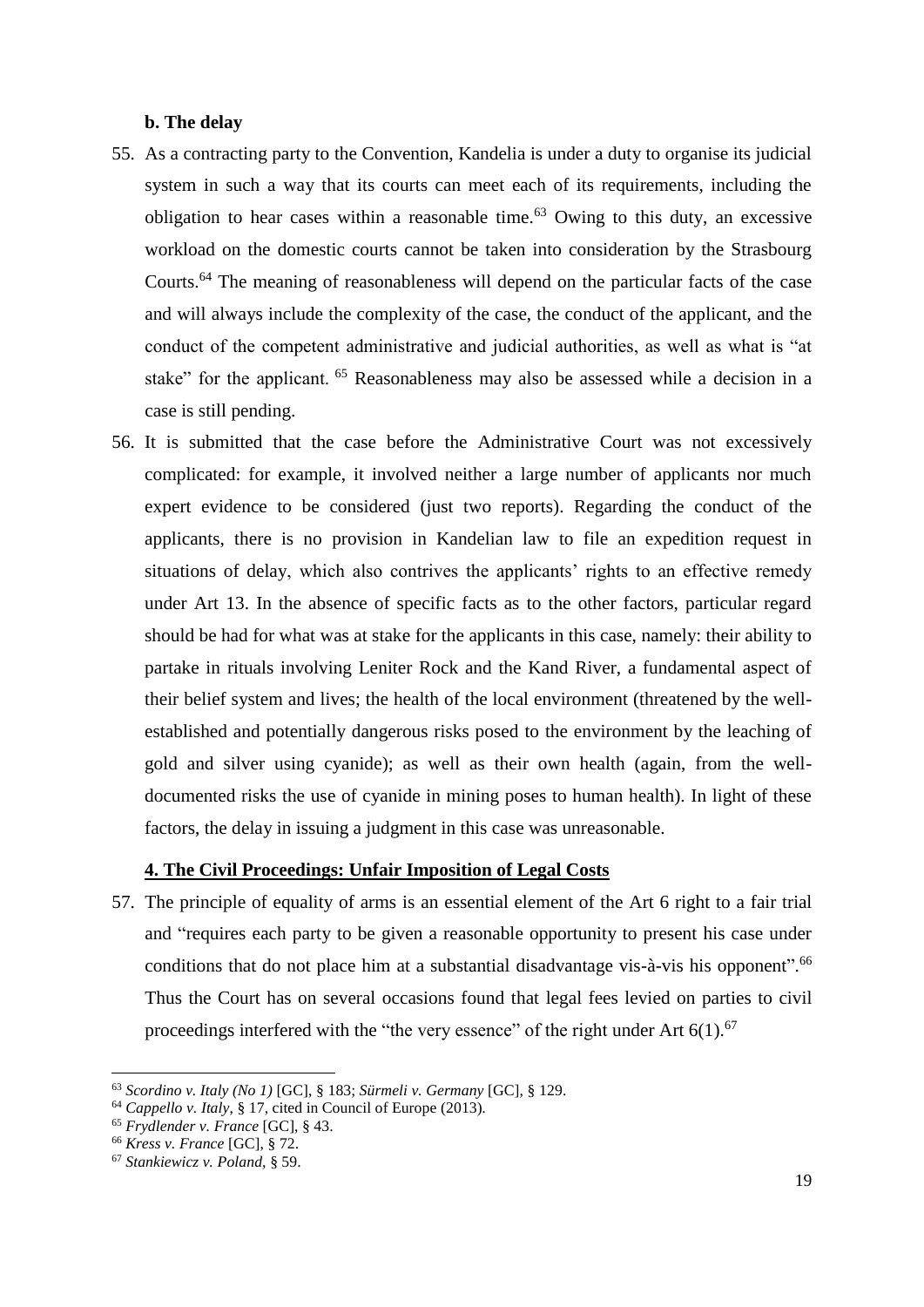**b. The delay**

55. As a contracting party to the Convention, Kandelia is under a duty to organise its judicial system in such a way that its courts can meet each of its requirements, including the obligation to hear cases within a reasonable time.[63] Owing to this duty, an excessive workload on the domestic courts cannot be taken into consideration by the Strasbourg Courts.[64] The meaning of reasonableness will depend on the particular facts of the case and will always include the complexity of the case, the conduct of the applicant, and the conduct of the competent administrative and judicial authorities, as well as what is "at stake" for the applicant. [65] Reasonableness may also be assessed while a decision in a case is still pending.

56. It is submitted that the case before the Administrative Court was not excessively complicated: for example, it involved neither a large number of applicants nor much expert evidence to be considered (just two reports). Regarding the conduct of the applicants, there is no provision in Kandelian law to file an expedition request in situations of delay, which also contrives the applicants' rights to an effective remedy under Art 13. In the absence of specific facts as to the other factors, particular regard should be had for what was at stake for the applicants in this case, namely: their ability to partake in rituals involving Leniter Rock and the Kand River, a fundamental aspect of their belief system and lives; the health of the local environment (threatened by the well-established and potentially dangerous risks posed to the environment by the leaching of gold and silver using cyanide); as well as their own health (again, from the well-documented risks the use of cyanide in mining poses to human health). In light of these factors, the delay in issuing a judgment in this case was unreasonable.

### 4. The Civil Proceedings: Unfair Imposition of Legal Costs

57. The principle of equality of arms is an essential element of the Art 6 right to a fair trial and "requires each party to be given a reasonable opportunity to present his case under conditions that do not place him at a substantial disadvantage vis-à-vis his opponent".[66] Thus the Court has on several occasions found that legal fees levied on parties to civil proceedings interfered with the "the very essence" of the right under Art 6(1).[67]

---

[63] *Scordino v. Italy (No 1)* [GC], § 183; *Sürmeli v. Germany* [GC], § 129.

[64] *Cappello v. Italy*, § 17, cited in Council of Europe (2013).

[65] *Frydlender v. France* [GC], § 43.

[66] *Kress v. France* [GC], § 72.

[67] *Stankiewicz v. Poland*, § 59.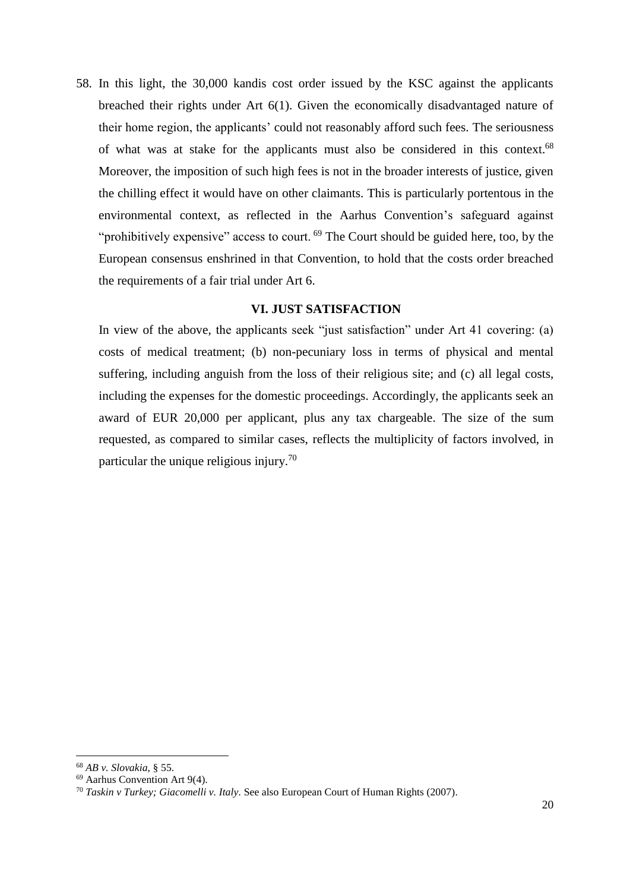58. In this light, the 30,000 kandis cost order issued by the KSC against the applicants breached their rights under Art 6(1). Given the economically disadvantaged nature of their home region, the applicants' could not reasonably afford such fees. The seriousness of what was at stake for the applicants must also be considered in this context.[68] Moreover, the imposition of such high fees is not in the broader interests of justice, given the chilling effect it would have on other claimants. This is particularly portentous in the environmental context, as reflected in the Aarhus Convention's safeguard against "prohibitively expensive" access to court. [69] The Court should be guided here, too, by the European consensus enshrined in that Convention, to hold that the costs order breached the requirements of a fair trial under Art 6.

## VI. JUST SATISFACTION

In view of the above, the applicants seek "just satisfaction" under Art 41 covering: (a) costs of medical treatment; (b) non-pecuniary loss in terms of physical and mental suffering, including anguish from the loss of their religious site; and (c) all legal costs, including the expenses for the domestic proceedings. Accordingly, the applicants seek an award of EUR 20,000 per applicant, plus any tax chargeable. The size of the sum requested, as compared to similar cases, reflects the multiplicity of factors involved, in particular the unique religious injury.[70]

---

[68] *AB v. Slovakia*, § 55.

[69] Aarhus Convention Art 9(4).

[70] *Taskin v Turkey; Giacomelli v. Italy*. See also European Court of Human Rights (2007).